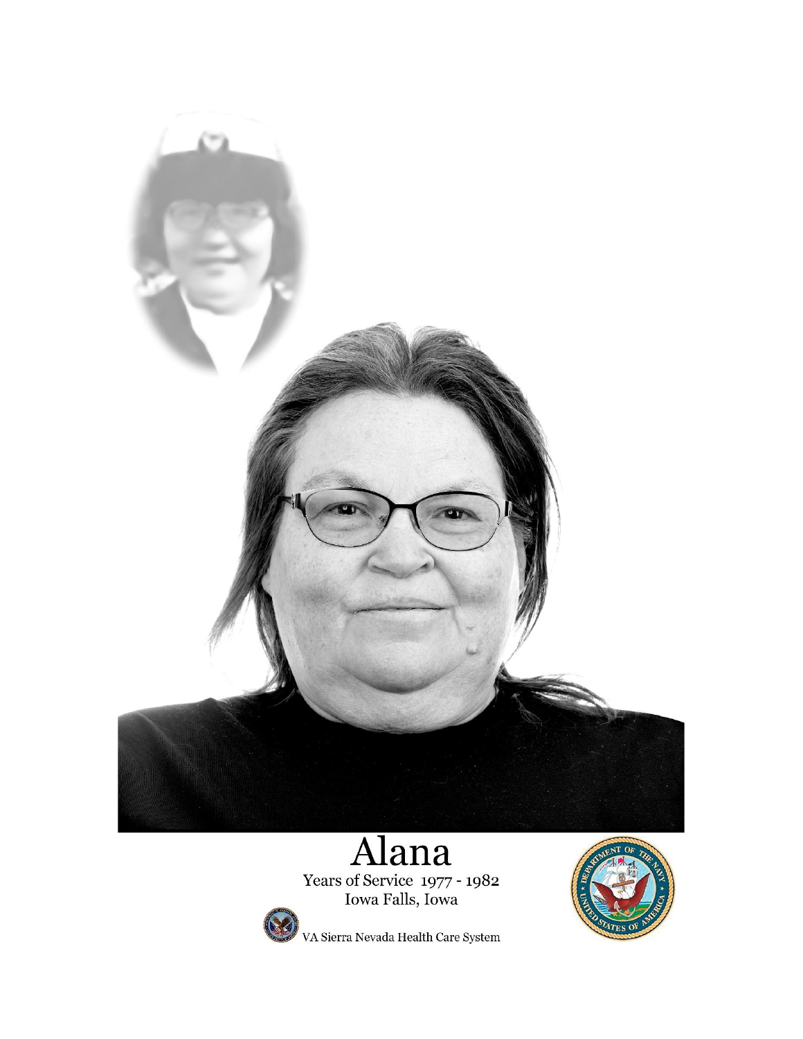# Alana

Years of Service 1977 - 1982

Iowa Falls, Iowa

VA Sierra Nevada Health Care System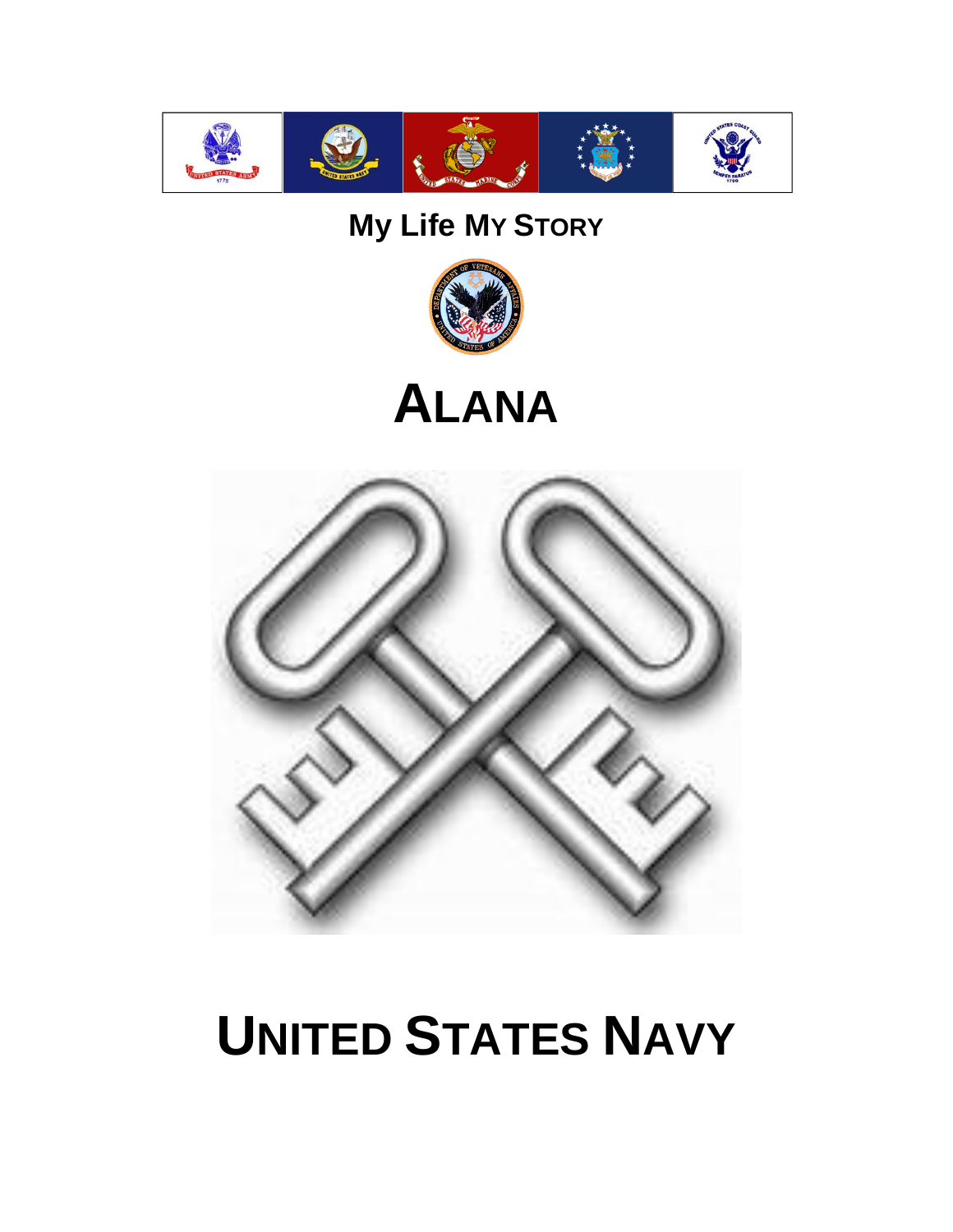# My Life My Story

# Alana

# United States Navy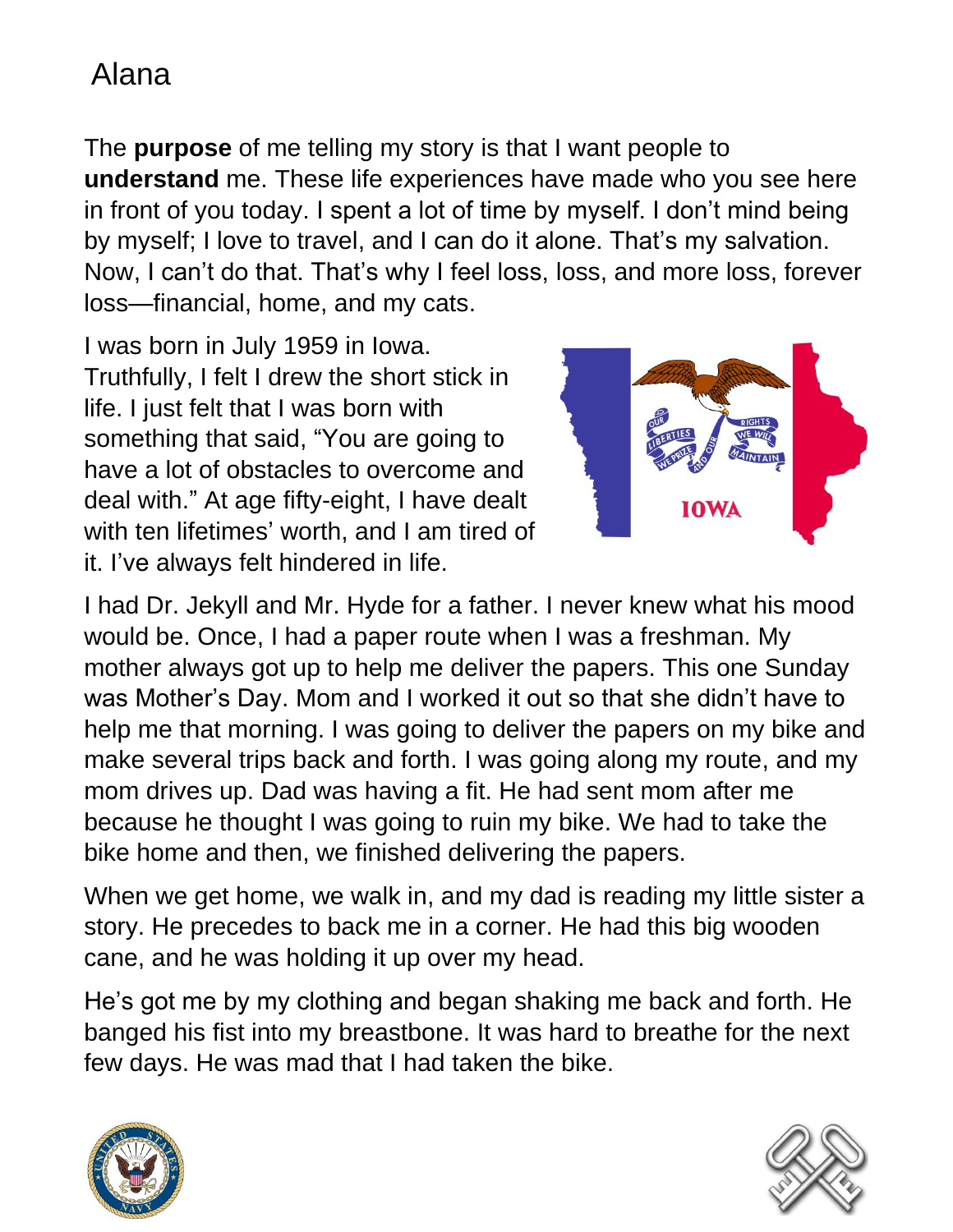# Alana

The **purpose** of me telling my story is that I want people to **understand** me. These life experiences have made who you see here in front of you today. I spent a lot of time by myself. I don't mind being by myself; I love to travel, and I can do it alone. That's my salvation. Now, I can't do that. That's why I feel loss, loss, and more loss, forever loss—financial, home, and my cats.

I was born in July 1959 in Iowa. Truthfully, I felt I drew the short stick in life. I just felt that I was born with something that said, "You are going to have a lot of obstacles to overcome and deal with." At age fifty-eight, I have dealt with ten lifetimes' worth, and I am tired of it. I've always felt hindered in life.

I had Dr. Jekyll and Mr. Hyde for a father. I never knew what his mood would be. Once, I had a paper route when I was a freshman. My mother always got up to help me deliver the papers. This one Sunday was Mother's Day. Mom and I worked it out so that she didn't have to help me that morning. I was going to deliver the papers on my bike and make several trips back and forth. I was going along my route, and my mom drives up. Dad was having a fit. He had sent mom after me because he thought I was going to ruin my bike. We had to take the bike home and then, we finished delivering the papers.

When we get home, we walk in, and my dad is reading my little sister a story. He precedes to back me in a corner. He had this big wooden cane, and he was holding it up over my head.

He's got me by my clothing and began shaking me back and forth. He banged his fist into my breastbone. It was hard to breathe for the next few days. He was mad that I had taken the bike.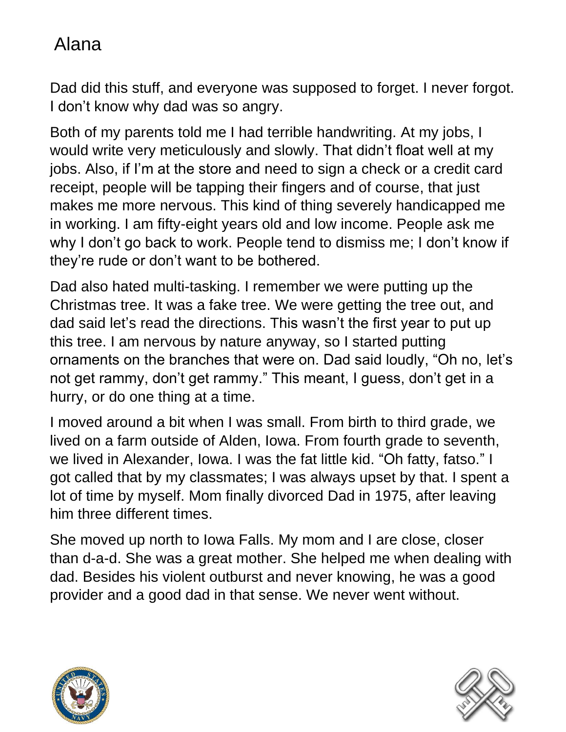# Alana

Dad did this stuff, and everyone was supposed to forget. I never forgot. I don't know why dad was so angry.

Both of my parents told me I had terrible handwriting. At my jobs, I would write very meticulously and slowly. That didn't float well at my jobs. Also, if I'm at the store and need to sign a check or a credit card receipt, people will be tapping their fingers and of course, that just makes me more nervous. This kind of thing severely handicapped me in working. I am fifty-eight years old and low income. People ask me why I don't go back to work. People tend to dismiss me; I don't know if they're rude or don't want to be bothered.

Dad also hated multi-tasking. I remember we were putting up the Christmas tree. It was a fake tree. We were getting the tree out, and dad said let's read the directions. This wasn't the first year to put up this tree. I am nervous by nature anyway, so I started putting ornaments on the branches that were on. Dad said loudly, "Oh no, let's not get rammy, don't get rammy." This meant, I guess, don't get in a hurry, or do one thing at a time.

I moved around a bit when I was small. From birth to third grade, we lived on a farm outside of Alden, Iowa. From fourth grade to seventh, we lived in Alexander, Iowa. I was the fat little kid. "Oh fatty, fatso." I got called that by my classmates; I was always upset by that. I spent a lot of time by myself. Mom finally divorced Dad in 1975, after leaving him three different times.

She moved up north to Iowa Falls. My mom and I are close, closer than d-a-d. She was a great mother. She helped me when dealing with dad. Besides his violent outburst and never knowing, he was a good provider and a good dad in that sense. We never went without.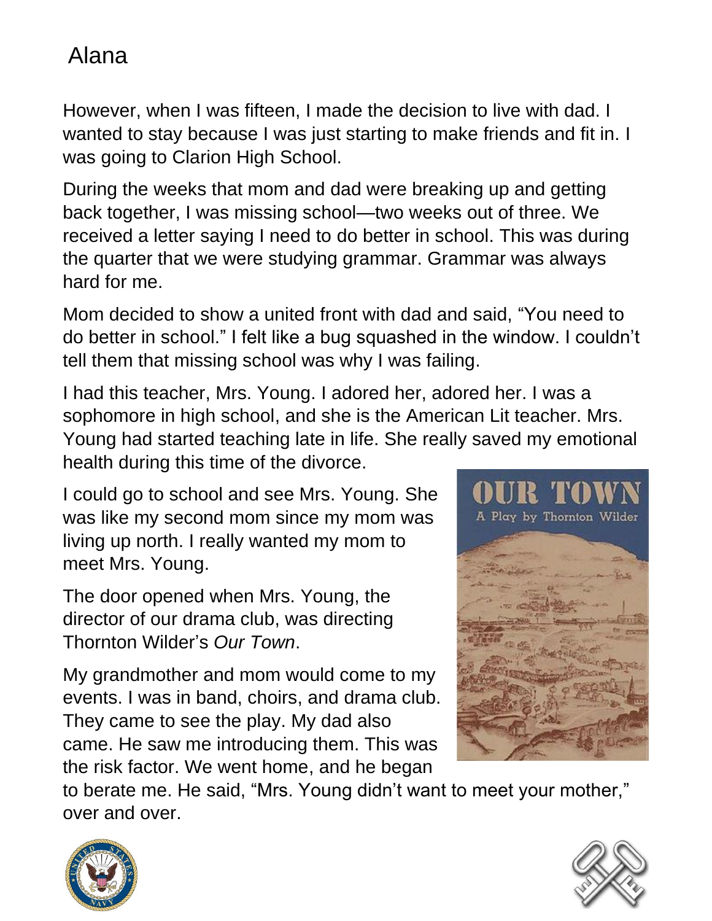# Alana

However, when I was fifteen, I made the decision to live with dad. I wanted to stay because I was just starting to make friends and fit in. I was going to Clarion High School.

During the weeks that mom and dad were breaking up and getting back together, I was missing school—two weeks out of three. We received a letter saying I need to do better in school. This was during the quarter that we were studying grammar. Grammar was always hard for me.

Mom decided to show a united front with dad and said, “You need to do better in school.” I felt like a bug squashed in the window. I couldn’t tell them that missing school was why I was failing.

I had this teacher, Mrs. Young. I adored her, adored her. I was a sophomore in high school, and she is the American Lit teacher. Mrs. Young had started teaching late in life. She really saved my emotional health during this time of the divorce.

I could go to school and see Mrs. Young. She was like my second mom since my mom was living up north. I really wanted my mom to meet Mrs. Young.

The door opened when Mrs. Young, the director of our drama club, was directing Thornton Wilder’s *Our Town*.

My grandmother and mom would come to my events. I was in band, choirs, and drama club. They came to see the play. My dad also came. He saw me introducing them. This was the risk factor. We went home, and he began to berate me. He said, “Mrs. Young didn’t want to meet your mother,” over and over.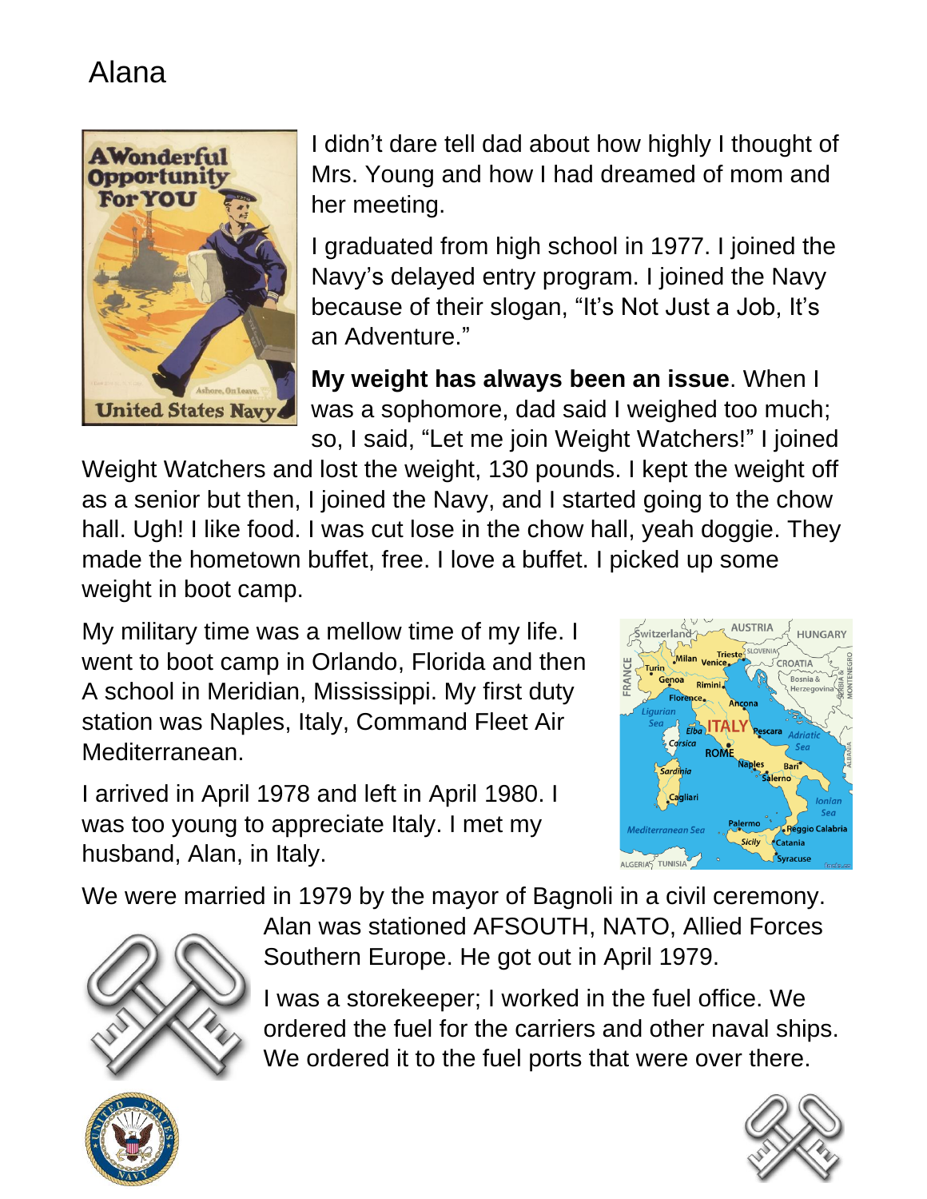# Alana

I didn't dare tell dad about how highly I thought of Mrs. Young and how I had dreamed of mom and her meeting.

I graduated from high school in 1977. I joined the Navy's delayed entry program. I joined the Navy because of their slogan, "It's Not Just a Job, It's an Adventure."

**My weight has always been an issue**. When I was a sophomore, dad said I weighed too much; so, I said, "Let me join Weight Watchers!" I joined Weight Watchers and lost the weight, 130 pounds. I kept the weight off as a senior but then, I joined the Navy, and I started going to the chow hall. Ugh! I like food. I was cut lose in the chow hall, yeah doggie. They made the hometown buffet, free. I love a buffet. I picked up some weight in boot camp.

My military time was a mellow time of my life. I went to boot camp in Orlando, Florida and then A school in Meridian, Mississippi. My first duty station was Naples, Italy, Command Fleet Air Mediterranean.

I arrived in April 1978 and left in April 1980. I was too young to appreciate Italy. I met my husband, Alan, in Italy.

We were married in 1979 by the mayor of Bagnoli in a civil ceremony. Alan was stationed AFSOUTH, NATO, Allied Forces Southern Europe. He got out in April 1979.

I was a storekeeper; I worked in the fuel office. We ordered the fuel for the carriers and other naval ships. We ordered it to the fuel ports that were over there.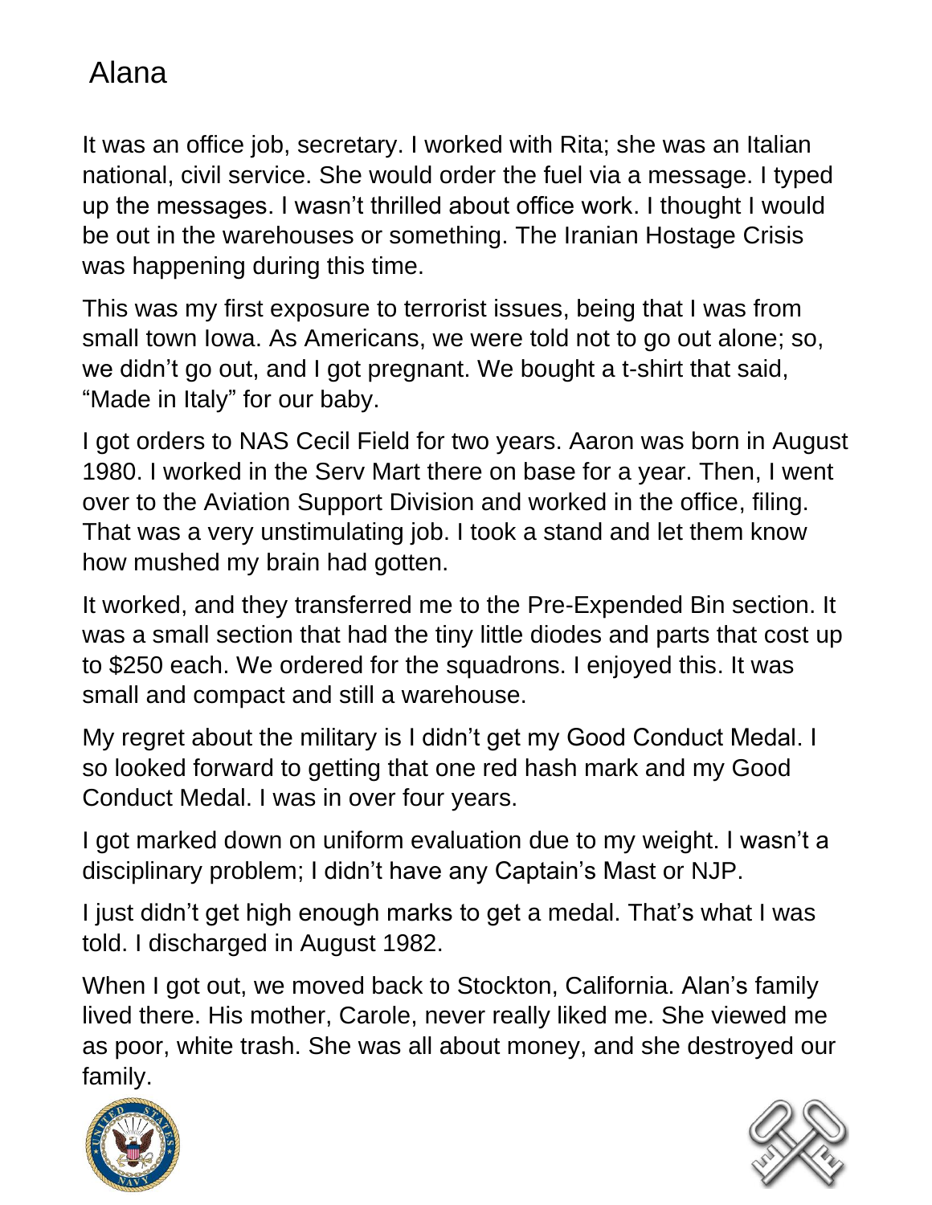# Alana

It was an office job, secretary. I worked with Rita; she was an Italian national, civil service. She would order the fuel via a message. I typed up the messages. I wasn't thrilled about office work. I thought I would be out in the warehouses or something. The Iranian Hostage Crisis was happening during this time.

This was my first exposure to terrorist issues, being that I was from small town Iowa. As Americans, we were told not to go out alone; so, we didn't go out, and I got pregnant. We bought a t-shirt that said, "Made in Italy" for our baby.

I got orders to NAS Cecil Field for two years. Aaron was born in August 1980. I worked in the Serv Mart there on base for a year. Then, I went over to the Aviation Support Division and worked in the office, filing. That was a very unstimulating job. I took a stand and let them know how mushed my brain had gotten.

It worked, and they transferred me to the Pre-Expended Bin section. It was a small section that had the tiny little diodes and parts that cost up to $250 each. We ordered for the squadrons. I enjoyed this. It was small and compact and still a warehouse.

My regret about the military is I didn't get my Good Conduct Medal. I so looked forward to getting that one red hash mark and my Good Conduct Medal. I was in over four years.

I got marked down on uniform evaluation due to my weight. I wasn't a disciplinary problem; I didn't have any Captain's Mast or NJP.

I just didn't get high enough marks to get a medal. That's what I was told. I discharged in August 1982.

When I got out, we moved back to Stockton, California. Alan's family lived there. His mother, Carole, never really liked me. She viewed me as poor, white trash. She was all about money, and she destroyed our family.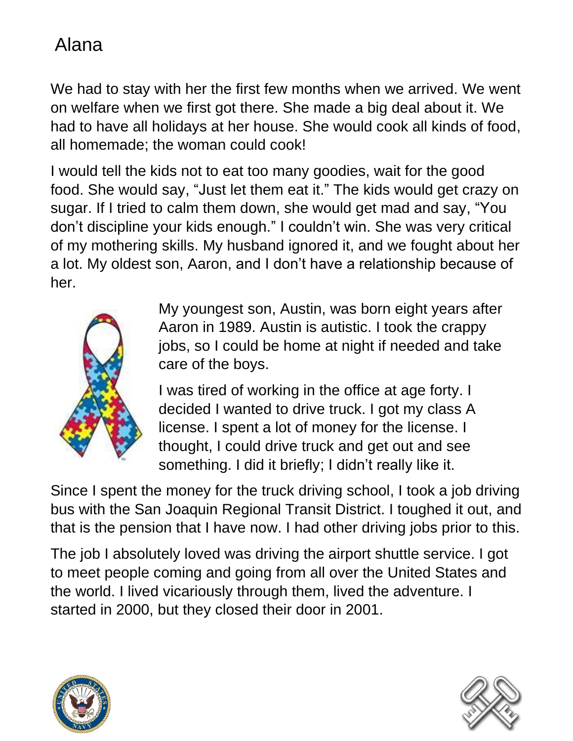# Alana

We had to stay with her the first few months when we arrived. We went on welfare when we first got there. She made a big deal about it. We had to have all holidays at her house. She would cook all kinds of food, all homemade; the woman could cook!

I would tell the kids not to eat too many goodies, wait for the good food. She would say, "Just let them eat it." The kids would get crazy on sugar. If I tried to calm them down, she would get mad and say, "You don't discipline your kids enough." I couldn't win. She was very critical of my mothering skills. My husband ignored it, and we fought about her a lot. My oldest son, Aaron, and I don't have a relationship because of her.

My youngest son, Austin, was born eight years after Aaron in 1989. Austin is autistic. I took the crappy jobs, so I could be home at night if needed and take care of the boys.

I was tired of working in the office at age forty. I decided I wanted to drive truck. I got my class A license. I spent a lot of money for the license. I thought, I could drive truck and get out and see something. I did it briefly; I didn't really like it.

Since I spent the money for the truck driving school, I took a job driving bus with the San Joaquin Regional Transit District. I toughed it out, and that is the pension that I have now. I had other driving jobs prior to this.

The job I absolutely loved was driving the airport shuttle service. I got to meet people coming and going from all over the United States and the world. I lived vicariously through them, lived the adventure. I started in 2000, but they closed their door in 2001.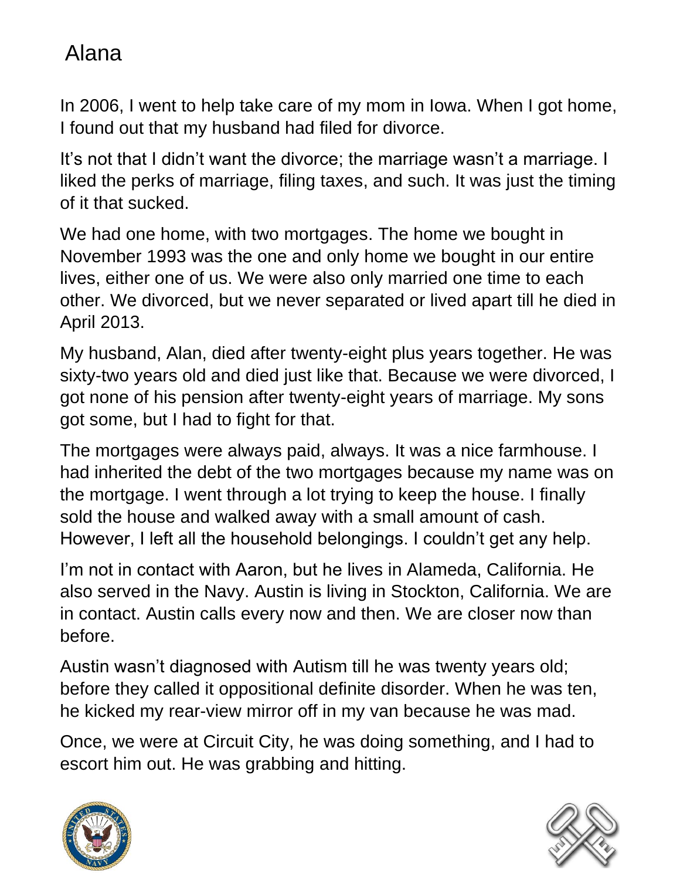# Alana

In 2006, I went to help take care of my mom in Iowa. When I got home, I found out that my husband had filed for divorce.

It's not that I didn't want the divorce; the marriage wasn't a marriage. I liked the perks of marriage, filing taxes, and such. It was just the timing of it that sucked.

We had one home, with two mortgages. The home we bought in November 1993 was the one and only home we bought in our entire lives, either one of us. We were also only married one time to each other. We divorced, but we never separated or lived apart till he died in April 2013.

My husband, Alan, died after twenty-eight plus years together. He was sixty-two years old and died just like that. Because we were divorced, I got none of his pension after twenty-eight years of marriage. My sons got some, but I had to fight for that.

The mortgages were always paid, always. It was a nice farmhouse. I had inherited the debt of the two mortgages because my name was on the mortgage. I went through a lot trying to keep the house. I finally sold the house and walked away with a small amount of cash. However, I left all the household belongings. I couldn't get any help.

I'm not in contact with Aaron, but he lives in Alameda, California. He also served in the Navy. Austin is living in Stockton, California. We are in contact. Austin calls every now and then. We are closer now than before.

Austin wasn't diagnosed with Autism till he was twenty years old; before they called it oppositional definite disorder. When he was ten, he kicked my rear-view mirror off in my van because he was mad.

Once, we were at Circuit City, he was doing something, and I had to escort him out. He was grabbing and hitting.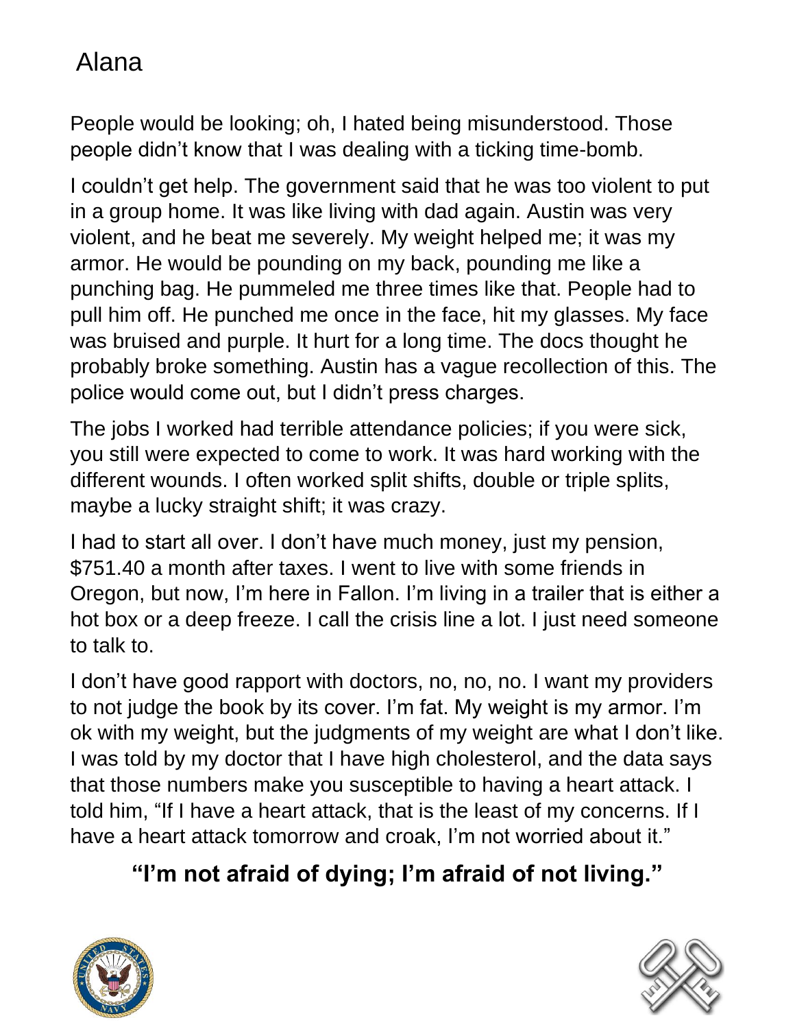# Alana

People would be looking; oh, I hated being misunderstood. Those people didn't know that I was dealing with a ticking time-bomb.

I couldn't get help. The government said that he was too violent to put in a group home. It was like living with dad again. Austin was very violent, and he beat me severely. My weight helped me; it was my armor. He would be pounding on my back, pounding me like a punching bag. He pummeled me three times like that. People had to pull him off. He punched me once in the face, hit my glasses. My face was bruised and purple. It hurt for a long time. The docs thought he probably broke something. Austin has a vague recollection of this. The police would come out, but I didn't press charges.

The jobs I worked had terrible attendance policies; if you were sick, you still were expected to come to work. It was hard working with the different wounds. I often worked split shifts, double or triple splits, maybe a lucky straight shift; it was crazy.

I had to start all over. I don't have much money, just my pension, $751.40 a month after taxes. I went to live with some friends in Oregon, but now, I'm here in Fallon. I'm living in a trailer that is either a hot box or a deep freeze. I call the crisis line a lot. I just need someone to talk to.

I don't have good rapport with doctors, no, no, no. I want my providers to not judge the book by its cover. I'm fat. My weight is my armor. I'm ok with my weight, but the judgments of my weight are what I don't like. I was told by my doctor that I have high cholesterol, and the data says that those numbers make you susceptible to having a heart attack. I told him, "If I have a heart attack, that is the least of my concerns. If I have a heart attack tomorrow and croak, I'm not worried about it."

**"I'm not afraid of dying; I'm afraid of not living."**